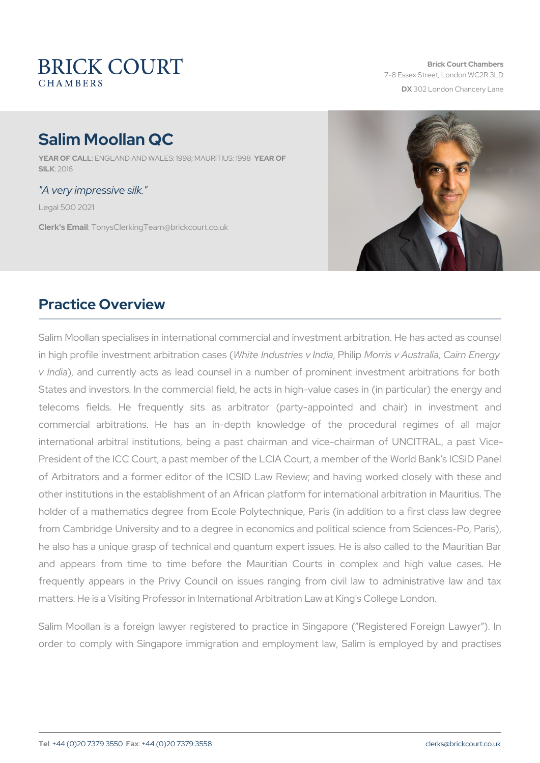BRICK COURT
CHAMBERS

Brick Court Chambers
7-8 Essex Street, London WC2R 3LD
**DX** 302 London Chancery Lane

# Salim Moollan QC

**YEAR OF CALL**: ENGLAND AND WALES: 1998; MAURITIUS: 1998 **YEAR OF SILK**: 2016

*"A very impressive silk."*

Legal 500 2021

**Clerk's Email**: TonysClerkingTeam@brickcourt.co.uk

## Practice Overview

Salim Moollan specialises in international commercial and investment arbitration. He has acted as counsel in high profile investment arbitration cases (*White Industries v India*, Philip *Morris v Australia*, *Cairn Energy v India*), and currently acts as lead counsel in a number of prominent investment arbitrations for both States and investors. In the commercial field, he acts in high-value cases in (in particular) the energy and telecoms fields. He frequently sits as arbitrator (party-appointed and chair) in investment and commercial arbitrations. He has an in-depth knowledge of the procedural regimes of all major international arbitral institutions, being a past chairman and vice-chairman of UNCITRAL, a past Vice-President of the ICC Court, a past member of the LCIA Court, a member of the World Bank's ICSID Panel of Arbitrators and a former editor of the ICSID Law Review; and having worked closely with these and other institutions in the establishment of an African platform for international arbitration in Mauritius. The holder of a mathematics degree from Ecole Polytechnique, Paris (in addition to a first class law degree from Cambridge University and to a degree in economics and political science from Sciences-Po, Paris), he also has a unique grasp of technical and quantum expert issues. He is also called to the Mauritian Bar and appears from time to time before the Mauritian Courts in complex and high value cases. He frequently appears in the Privy Council on issues ranging from civil law to administrative law and tax matters. He is a Visiting Professor in International Arbitration Law at King's College London.

Salim Moollan is a foreign lawyer registered to practice in Singapore ("Registered Foreign Lawyer"). In order to comply with Singapore immigration and employment law, Salim is employed by and practises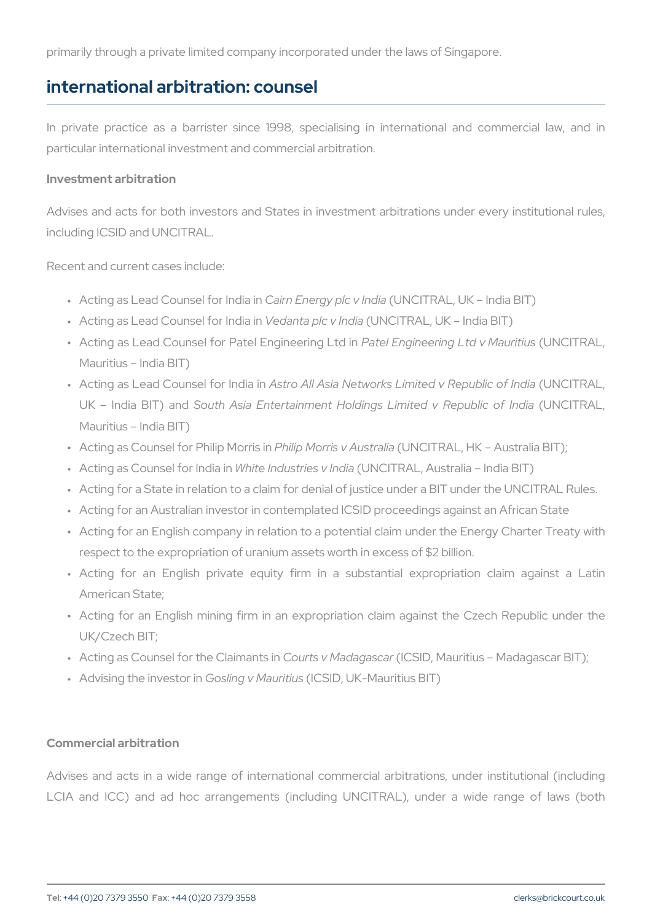primarily through a private limited company incorporated under the laws of Singapore.

## international arbitration: counsel

In private practice as a barrister since 1998, specialising in international and commercial law, and in particular international investment and commercial arbitration.

**Investment arbitration**

Advises and acts for both investors and States in investment arbitrations under every institutional rules, including ICSID and UNCITRAL.

Recent and current cases include:

- Acting as Lead Counsel for India in *Cairn Energy plc v India* (UNCITRAL, UK – India BIT)
- Acting as Lead Counsel for India in *Vedanta plc v India* (UNCITRAL, UK – India BIT)
- Acting as Lead Counsel for Patel Engineering Ltd in *Patel Engineering Ltd v Mauritius* (UNCITRAL, Mauritius – India BIT)
- Acting as Lead Counsel for India in *Astro All Asia Networks Limited v Republic of India* (UNCITRAL, UK – India BIT) and *South Asia Entertainment Holdings Limited v Republic of India* (UNCITRAL, Mauritius – India BIT)
- Acting as Counsel for Philip Morris in *Philip Morris v Australia* (UNCITRAL, HK – Australia BIT);
- Acting as Counsel for India in *White Industries v India* (UNCITRAL, Australia – India BIT)
- Acting for a State in relation to a claim for denial of justice under a BIT under the UNCITRAL Rules.
- Acting for an Australian investor in contemplated ICSID proceedings against an African State
- Acting for an English company in relation to a potential claim under the Energy Charter Treaty with respect to the expropriation of uranium assets worth in excess of $2 billion.
- Acting for an English private equity firm in a substantial expropriation claim against a Latin American State;
- Acting for an English mining firm in an expropriation claim against the Czech Republic under the UK/Czech BIT;
- Acting as Counsel for the Claimants in *Courts v Madagascar* (ICSID, Mauritius – Madagascar BIT);
- Advising the investor in *Gosling v Mauritius* (ICSID, UK-Mauritius BIT)

**Commercial arbitration**

Advises and acts in a wide range of international commercial arbitrations, under institutional (including LCIA and ICC) and ad hoc arrangements (including UNCITRAL), under a wide range of laws (both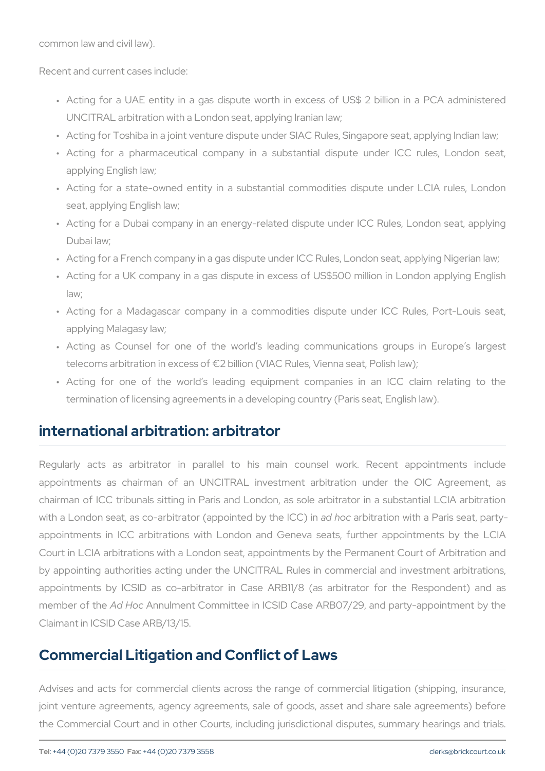common law and civil law).

Recent and current cases include:

- Acting for a UAE entity in a gas dispute worth in excess of US$ 2 billion in a PCA administered UNCITRAL arbitration with a London seat, applying Iranian law;
- Acting for Toshiba in a joint venture dispute under SIAC Rules, Singapore seat, applying Indian law;
- Acting for a pharmaceutical company in a substantial dispute under ICC rules, London seat, applying English law;
- Acting for a state-owned entity in a substantial commodities dispute under LCIA rules, London seat, applying English law;
- Acting for a Dubai company in an energy-related dispute under ICC Rules, London seat, applying Dubai law;
- Acting for a French company in a gas dispute under ICC Rules, London seat, applying Nigerian law;
- Acting for a UK company in a gas dispute in excess of US$500 million in London applying English law;
- Acting for a Madagascar company in a commodities dispute under ICC Rules, Port-Louis seat, applying Malagasy law;
- Acting as Counsel for one of the world's leading communications groups in Europe's largest telecoms arbitration in excess of €2 billion (VIAC Rules, Vienna seat, Polish law);
- Acting for one of the world's leading equipment companies in an ICC claim relating to the termination of licensing agreements in a developing country (Paris seat, English law).

## international arbitration: arbitrator

Regularly acts as arbitrator in parallel to his main counsel work. Recent appointments include appointments as chairman of an UNCITRAL investment arbitration under the OIC Agreement, as chairman of ICC tribunals sitting in Paris and London, as sole arbitrator in a substantial LCIA arbitration with a London seat, as co-arbitrator (appointed by the ICC) in *ad hoc* arbitration with a Paris seat, party-appointments in ICC arbitrations with London and Geneva seats, further appointments by the LCIA Court in LCIA arbitrations with a London seat, appointments by the Permanent Court of Arbitration and by appointing authorities acting under the UNCITRAL Rules in commercial and investment arbitrations, appointments by ICSID as co-arbitrator in Case ARB11/8 (as arbitrator for the Respondent) and as member of the *Ad Hoc* Annulment Committee in ICSID Case ARB07/29, and party-appointment by the Claimant in ICSID Case ARB/13/15.

## Commercial Litigation and Conflict of Laws

Advises and acts for commercial clients across the range of commercial litigation (shipping, insurance, joint venture agreements, agency agreements, sale of goods, asset and share sale agreements) before the Commercial Court and in other Courts, including jurisdictional disputes, summary hearings and trials.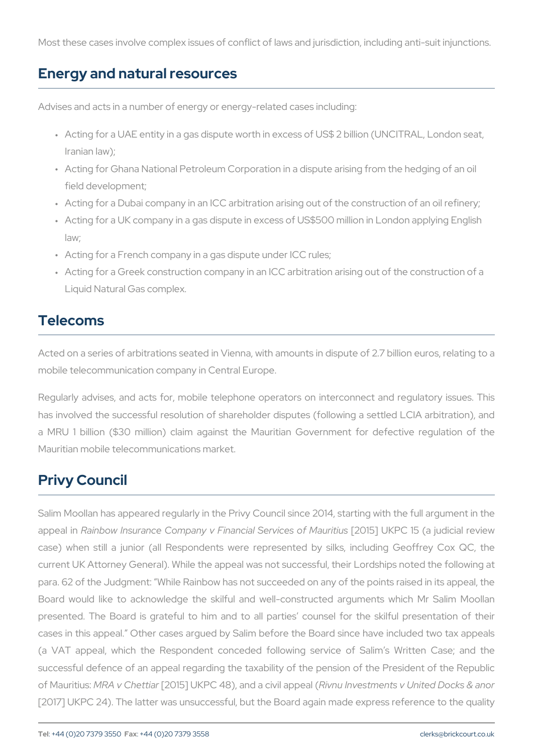Most these cases involve complex issues of conflict of laws and jurisdiction, including anti-suit injunctions.

## Energy and natural resources

Advises and acts in a number of energy or energy-related cases including:

- Acting for a UAE entity in a gas dispute worth in excess of US$ 2 billion (UNCITRAL, London seat, Iranian law);
- Acting for Ghana National Petroleum Corporation in a dispute arising from the hedging of an oil field development;
- Acting for a Dubai company in an ICC arbitration arising out of the construction of an oil refinery;
- Acting for a UK company in a gas dispute in excess of US$500 million in London applying English law;
- Acting for a French company in a gas dispute under ICC rules;
- Acting for a Greek construction company in an ICC arbitration arising out of the construction of a Liquid Natural Gas complex.

## Telecoms

Acted on a series of arbitrations seated in Vienna, with amounts in dispute of 2.7 billion euros, relating to a mobile telecommunication company in Central Europe.

Regularly advises, and acts for, mobile telephone operators on interconnect and regulatory issues. This has involved the successful resolution of shareholder disputes (following a settled LCIA arbitration), and a MRU 1 billion ($30 million) claim against the Mauritian Government for defective regulation of the Mauritian mobile telecommunications market.

## Privy Council

Salim Moollan has appeared regularly in the Privy Council since 2014, starting with the full argument in the appeal in *Rainbow Insurance Company v Financial Services of Mauritius* [2015] UKPC 15 (a judicial review case) when still a junior (all Respondents were represented by silks, including Geoffrey Cox QC, the current UK Attorney General). While the appeal was not successful, their Lordships noted the following at para. 62 of the Judgment: "While Rainbow has not succeeded on any of the points raised in its appeal, the Board would like to acknowledge the skilful and well-constructed arguments which Mr Salim Moollan presented. The Board is grateful to him and to all parties' counsel for the skilful presentation of their cases in this appeal." Other cases argued by Salim before the Board since have included two tax appeals (a VAT appeal, which the Respondent conceded following service of Salim's Written Case; and the successful defence of an appeal regarding the taxability of the pension of the President of the Republic of Mauritius: *MRA v Chettiar* [2015] UKPC 48), and a civil appeal (*Rivnu Investments v United Docks & anor* [2017] UKPC 24). The latter was unsuccessful, but the Board again made express reference to the quality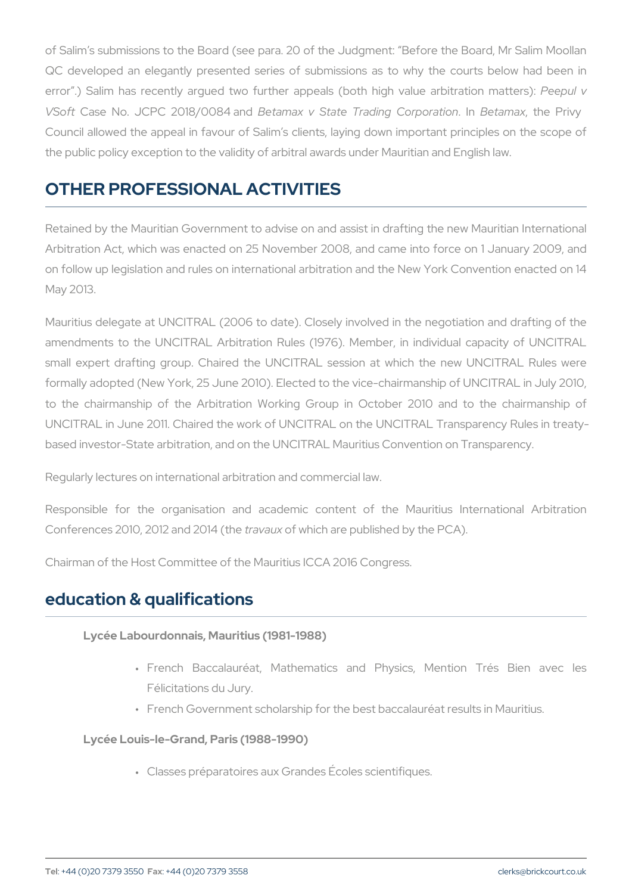of Salim's submissions to the Board (see para. 20 of the Judgment: "Before the Board, Mr Salim Moollan QC developed an elegantly presented series of submissions as to why the courts below had been in error".) Salim has recently argued two further appeals (both high value arbitration matters): *Peepul v VSoft* Case No. JCPC 2018/0084 and *Betamax v State Trading Corporation*. In *Betamax*, the Privy Council allowed the appeal in favour of Salim's clients, laying down important principles on the scope of the public policy exception to the validity of arbitral awards under Mauritian and English law.

## OTHER PROFESSIONAL ACTIVITIES

Retained by the Mauritian Government to advise on and assist in drafting the new Mauritian International Arbitration Act, which was enacted on 25 November 2008, and came into force on 1 January 2009, and on follow up legislation and rules on international arbitration and the New York Convention enacted on 14 May 2013.

Mauritius delegate at UNCITRAL (2006 to date). Closely involved in the negotiation and drafting of the amendments to the UNCITRAL Arbitration Rules (1976). Member, in individual capacity of UNCITRAL small expert drafting group. Chaired the UNCITRAL session at which the new UNCITRAL Rules were formally adopted (New York, 25 June 2010). Elected to the vice-chairmanship of UNCITRAL in July 2010, to the chairmanship of the Arbitration Working Group in October 2010 and to the chairmanship of UNCITRAL in June 2011. Chaired the work of UNCITRAL on the UNCITRAL Transparency Rules in treaty-based investor-State arbitration, and on the UNCITRAL Mauritius Convention on Transparency.

Regularly lectures on international arbitration and commercial law.

Responsible for the organisation and academic content of the Mauritius International Arbitration Conferences 2010, 2012 and 2014 (the *travaux* of which are published by the PCA).

Chairman of the Host Committee of the Mauritius ICCA 2016 Congress.

## education & qualifications

**Lycée Labourdonnais, Mauritius (1981-1988)**

- French Baccalauréat, Mathematics and Physics, Mention Trés Bien avec les Félicitations du Jury.
- French Government scholarship for the best baccalauréat results in Mauritius.

**Lycée Louis-le-Grand, Paris (1988-1990)**

- Classes préparatoires aux Grandes Écoles scientifiques.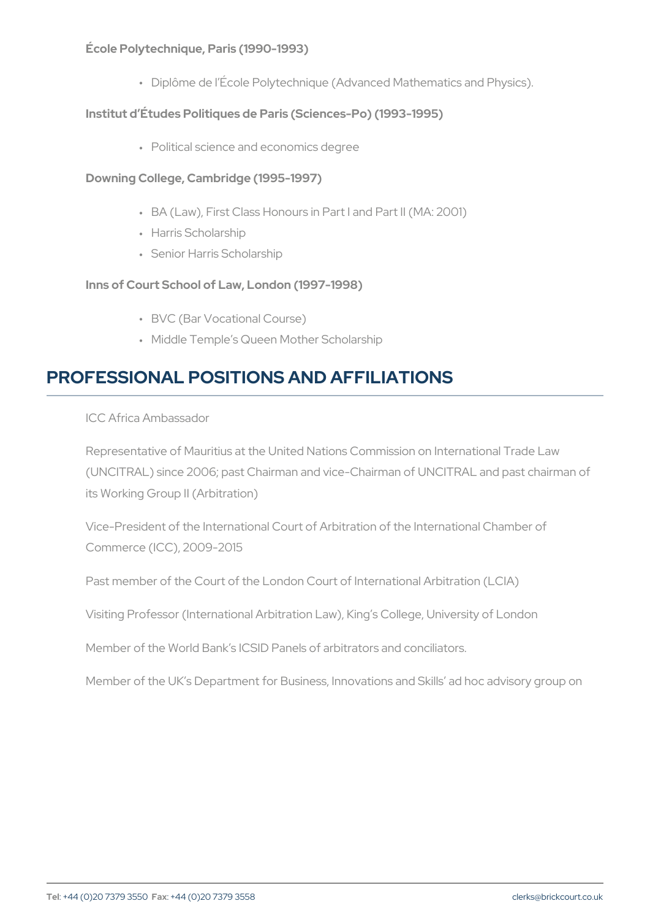**École Polytechnique, Paris (1990–1993)**

- Diplôme de l'École Polytechnique (Advanced Mathematics and Physics).

**Institut d'Études Politiques de Paris (Sciences-Po) (1993–1995)**

- Political science and economics degree

**Downing College, Cambridge (1995–1997)**

- BA (Law), First Class Honours in Part I and Part II (MA: 2001)
- Harris Scholarship
- Senior Harris Scholarship

**Inns of Court School of Law, London (1997–1998)**

- BVC (Bar Vocational Course)
- Middle Temple's Queen Mother Scholarship

## PROFESSIONAL POSITIONS AND AFFILIATIONS

ICC Africa Ambassador

Representative of Mauritius at the United Nations Commission on International Trade Law (UNCITRAL) since 2006; past Chairman and vice-Chairman of UNCITRAL and past chairman of its Working Group II (Arbitration)

Vice-President of the International Court of Arbitration of the International Chamber of Commerce (ICC), 2009–2015

Past member of the Court of the London Court of International Arbitration (LCIA)

Visiting Professor (International Arbitration Law), King's College, University of London

Member of the World Bank's ICSID Panels of arbitrators and conciliators.

Member of the UK's Department for Business, Innovations and Skills' ad hoc advisory group on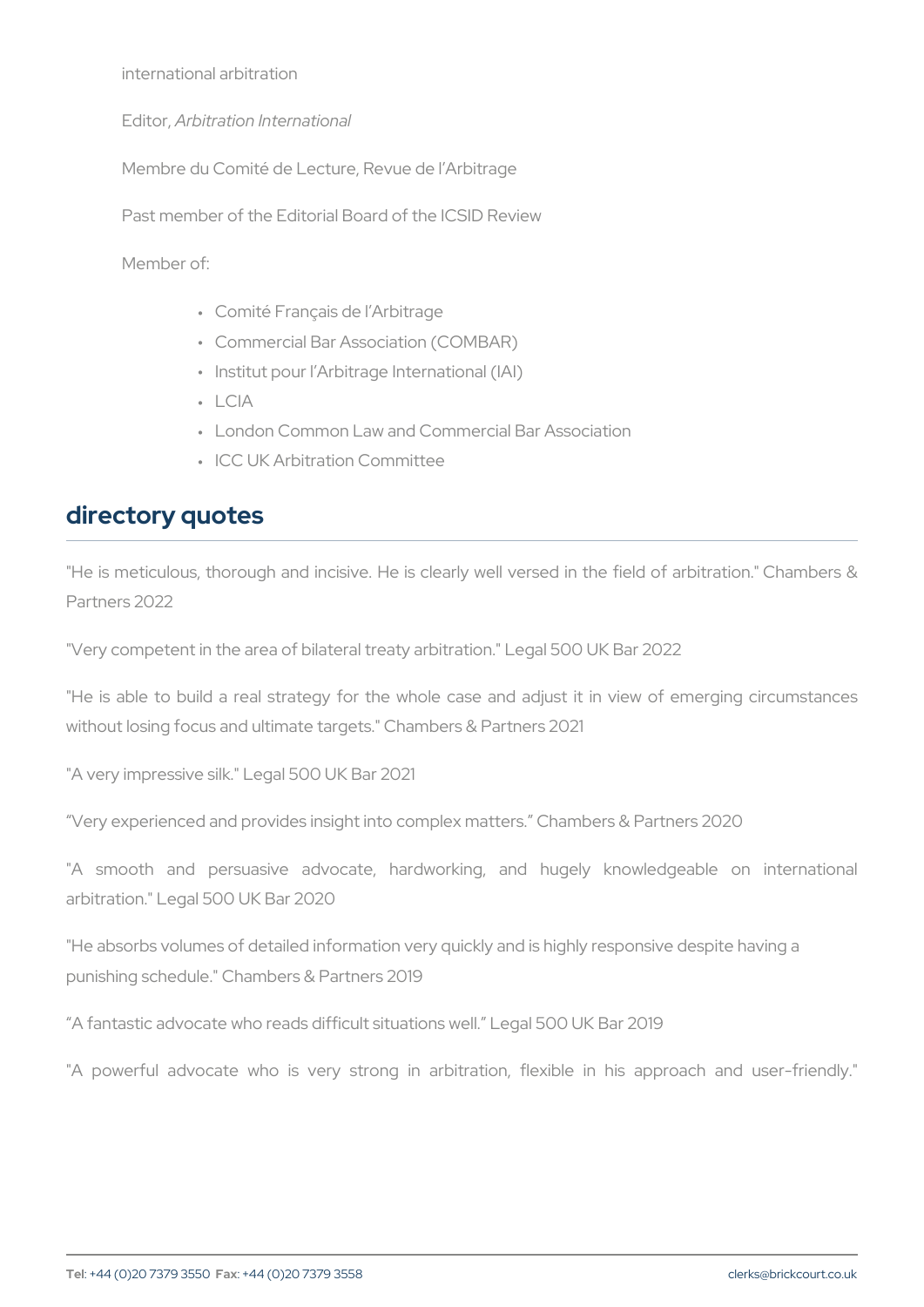international arbitration

Editor, *Arbitration International*

Membre du Comité de Lecture, Revue de l'Arbitrage

Past member of the Editorial Board of the ICSID Review

Member of:

- Comité Français de l'Arbitrage
- Commercial Bar Association (COMBAR)
- Institut pour l'Arbitrage International (IAI)
- LCIA
- London Common Law and Commercial Bar Association
- ICC UK Arbitration Committee

## directory quotes

"He is meticulous, thorough and incisive. He is clearly well versed in the field of arbitration." Chambers & Partners 2022

"Very competent in the area of bilateral treaty arbitration." Legal 500 UK Bar 2022

"He is able to build a real strategy for the whole case and adjust it in view of emerging circumstances without losing focus and ultimate targets." Chambers & Partners 2021

"A very impressive silk." Legal 500 UK Bar 2021

"Very experienced and provides insight into complex matters." Chambers & Partners 2020

"A smooth and persuasive advocate, hardworking, and hugely knowledgeable on international arbitration." Legal 500 UK Bar 2020

"He absorbs volumes of detailed information very quickly and is highly responsive despite having a punishing schedule." Chambers & Partners 2019

"A fantastic advocate who reads difficult situations well." Legal 500 UK Bar 2019

"A powerful advocate who is very strong in arbitration, flexible in his approach and user-friendly."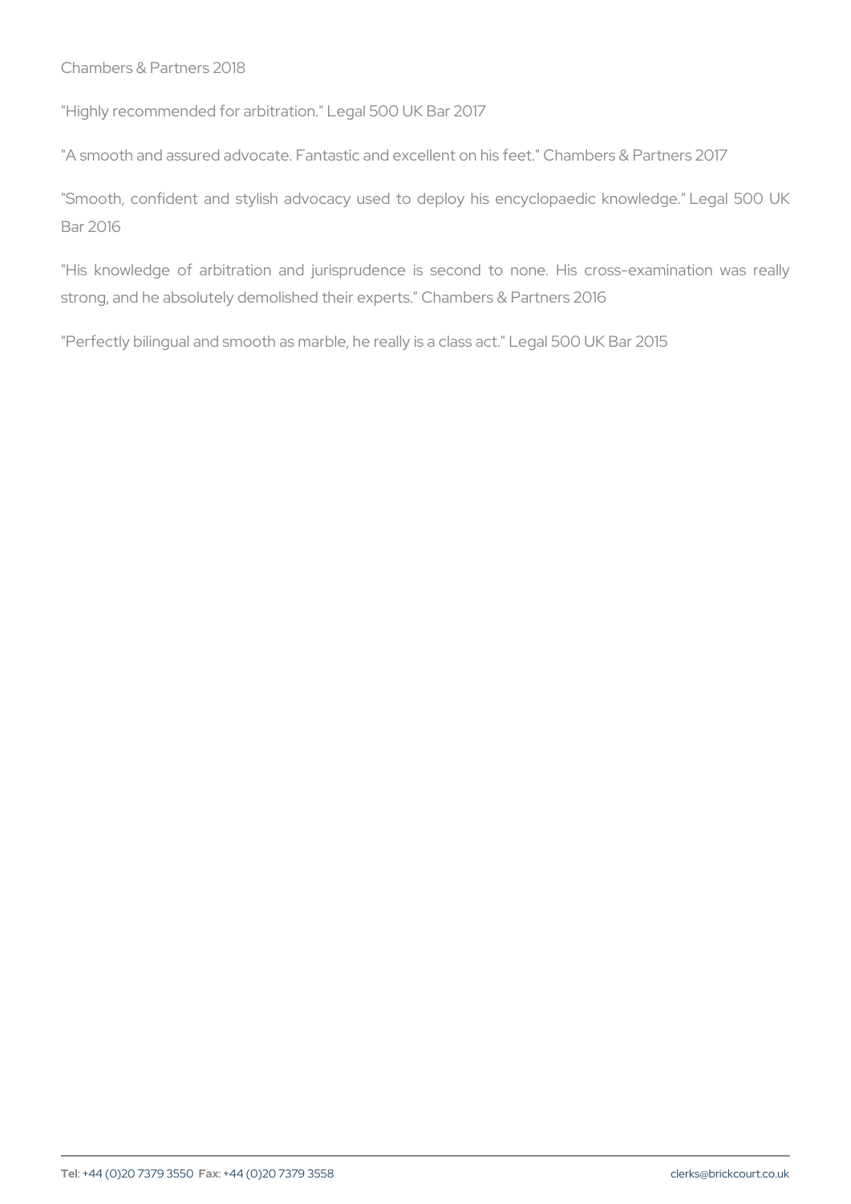Chambers & Partners 2018

"Highly recommended for arbitration." Legal 500 UK Bar 2017

"A smooth and assured advocate. Fantastic and excellent on his feet." Chambers & Partners 2017

"Smooth, confident and stylish advocacy used to deploy his encyclopaedic knowledge." Legal 500 UK Bar 2016

"His knowledge of arbitration and jurisprudence is second to none. His cross-examination was really strong, and he absolutely demolished their experts." Chambers & Partners 2016

"Perfectly bilingual and smooth as marble, he really is a class act." Legal 500 UK Bar 2015